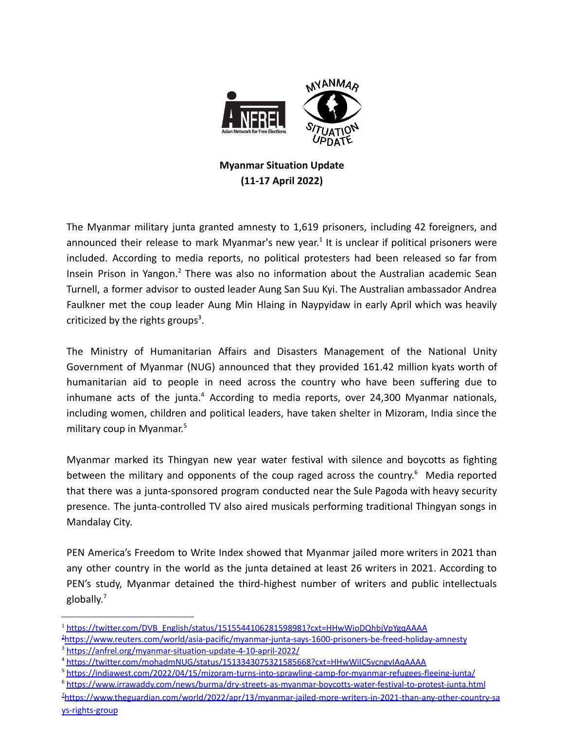**Myanmar Situation Update**
**(11-17 April 2022)**

The Myanmar military junta granted amnesty to 1,619 prisoners, including 42 foreigners, and announced their release to mark Myanmar's new year.[1] It is unclear if political prisoners were included. According to media reports, no political protesters had been released so far from Insein Prison in Yangon.[2] There was also no information about the Australian academic Sean Turnell, a former advisor to ousted leader Aung San Suu Kyi. The Australian ambassador Andrea Faulkner met the coup leader Aung Min Hlaing in Naypyidaw in early April which was heavily criticized by the rights groups[3].

The Ministry of Humanitarian Affairs and Disasters Management of the National Unity Government of Myanmar (NUG) announced that they provided 161.42 million kyats worth of humanitarian aid to people in need across the country who have been suffering due to inhumane acts of the junta.[4] According to media reports, over 24,300 Myanmar nationals, including women, children and political leaders, have taken shelter in Mizoram, India since the military coup in Myanmar.[5]

Myanmar marked its Thingyan new year water festival with silence and boycotts as fighting between the military and opponents of the coup raged across the country.[6] Media reported that there was a junta-sponsored program conducted near the Sule Pagoda with heavy security presence. The junta-controlled TV also aired musicals performing traditional Thingyan songs in Mandalay City.

PEN America's Freedom to Write Index showed that Myanmar jailed more writers in 2021 than any other country in the world as the junta detained at least 26 writers in 2021. According to PEN's study, Myanmar detained the third-highest number of writers and public intellectuals globally.[7]

---

[1] https://twitter.com/DVB_English/status/1515544106281598981?cxt=HHwWioDQhbjVpYgqAAAA

[2] https://www.reuters.com/world/asia-pacific/myanmar-junta-says-1600-prisoners-be-freed-holiday-amnesty

[3] https://anfrel.org/myanmar-situation-update-4-10-april-2022/

[4] https://twitter.com/mohadmNUG/status/1513343075321585668?cxt=HHwWiIC5vcngvIAqAAAA

[5] https://indiawest.com/2022/04/15/mizoram-turns-into-sprawling-camp-for-myanmar-refugees-fleeing-junta/

[6] https://www.irrawaddy.com/news/burma/dry-streets-as-myanmar-boycotts-water-festival-to-protest-junta.html

[7] https://www.theguardian.com/world/2022/apr/13/myanmar-jailed-more-writers-in-2021-than-any-other-country-says-rights-group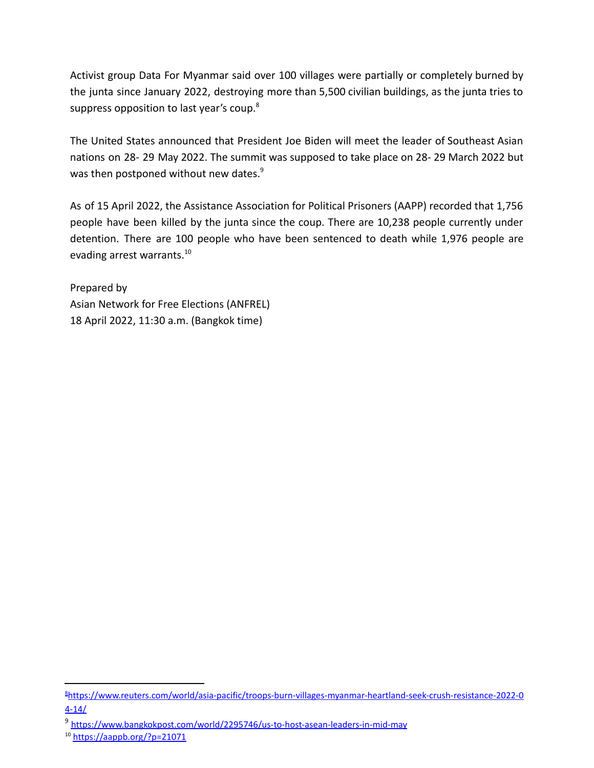Activist group Data For Myanmar said over 100 villages were partially or completely burned by the junta since January 2022, destroying more than 5,500 civilian buildings, as the junta tries to suppress opposition to last year's coup.[8]

The United States announced that President Joe Biden will meet the leader of Southeast Asian nations on 28- 29 May 2022. The summit was supposed to take place on 28- 29 March 2022 but was then postponed without new dates.[9]

As of 15 April 2022, the Assistance Association for Political Prisoners (AAPP) recorded that 1,756 people have been killed by the junta since the coup. There are 10,238 people currently under detention. There are 100 people who have been sentenced to death while 1,976 people are evading arrest warrants.[10]

Prepared by
Asian Network for Free Elections (ANFREL)
18 April 2022, 11:30 a.m. (Bangkok time)

---

[8] https://www.reuters.com/world/asia-pacific/troops-burn-villages-myanmar-heartland-seek-crush-resistance-2022-04-14/

[9] https://www.bangkokpost.com/world/2295746/us-to-host-asean-leaders-in-mid-may

[10] https://aappb.org/?p=21071